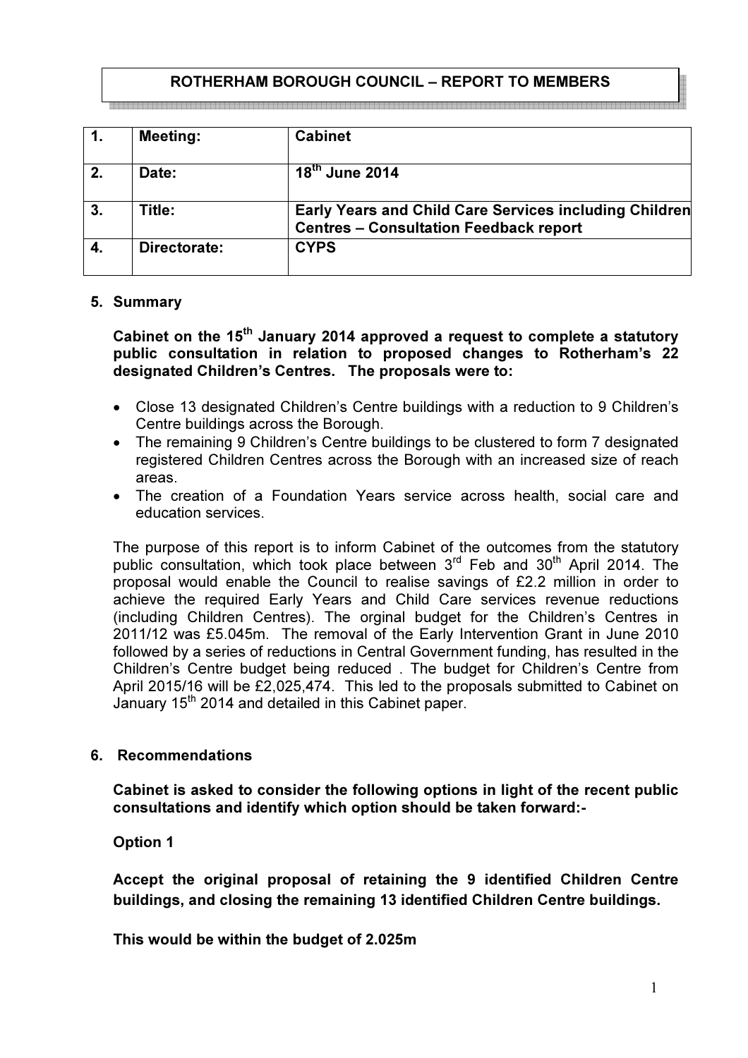# ROTHERHAM BOROUGH COUNCIL – REPORT TO MEMBERS

| 1. | Meeting: | Cabinet |
|---|---|---|
| 2. | Date: | 18th June 2014 |
| 3. | Title: | Early Years and Child Care Services including Children Centres – Consultation Feedback report |
| 4. | Directorate: | CYPS |

## 5. Summary

**Cabinet on the 15th January 2014 approved a request to complete a statutory public consultation in relation to proposed changes to Rotherham's 22 designated Children's Centres. The proposals were to:**

- Close 13 designated Children's Centre buildings with a reduction to 9 Children's Centre buildings across the Borough.
- The remaining 9 Children's Centre buildings to be clustered to form 7 designated registered Children Centres across the Borough with an increased size of reach areas.
- The creation of a Foundation Years service across health, social care and education services.

The purpose of this report is to inform Cabinet of the outcomes from the statutory public consultation, which took place between 3rd Feb and 30th April 2014. The proposal would enable the Council to realise savings of £2.2 million in order to achieve the required Early Years and Child Care services revenue reductions (including Children Centres). The orginal budget for the Children's Centres in 2011/12 was £5.045m. The removal of the Early Intervention Grant in June 2010 followed by a series of reductions in Central Government funding, has resulted in the Children's Centre budget being reduced . The budget for Children's Centre from April 2015/16 will be £2,025,474. This led to the proposals submitted to Cabinet on January 15th 2014 and detailed in this Cabinet paper.

## 6. Recommendations

**Cabinet is asked to consider the following options in light of the recent public consultations and identify which option should be taken forward:-**

**Option 1**

**Accept the original proposal of retaining the 9 identified Children Centre buildings, and closing the remaining 13 identified Children Centre buildings.**

**This would be within the budget of 2.025m**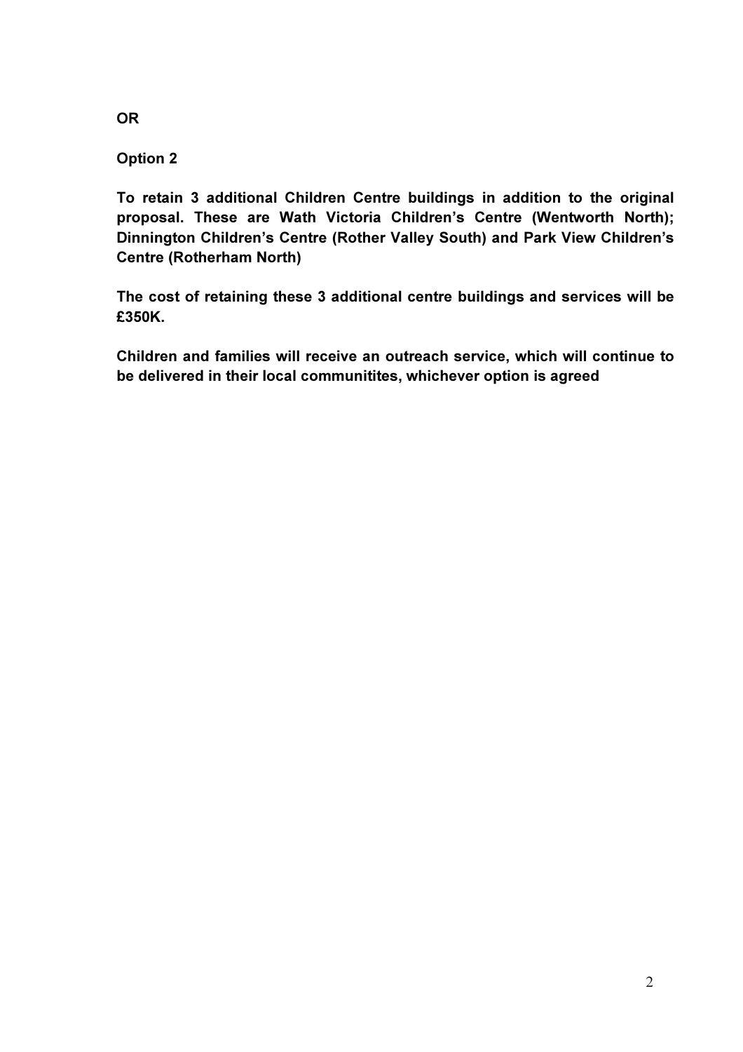**OR**

**Option 2**

**To retain 3 additional Children Centre buildings in addition to the original proposal. These are Wath Victoria Children's Centre (Wentworth North); Dinnington Children's Centre (Rother Valley South) and Park View Children's Centre (Rotherham North)**

**The cost of retaining these 3 additional centre buildings and services will be £350K.**

**Children and families will receive an outreach service, which will continue to be delivered in their local communitites, whichever option is agreed**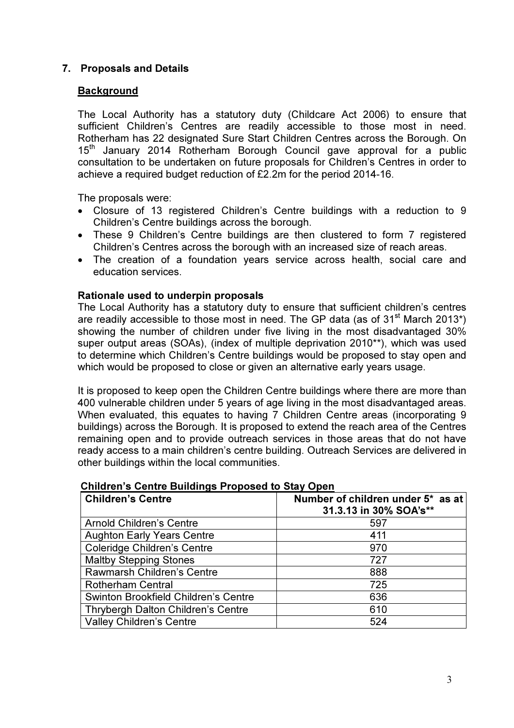## 7. Proposals and Details

### Background

The Local Authority has a statutory duty (Childcare Act 2006) to ensure that sufficient Children's Centres are readily accessible to those most in need. Rotherham has 22 designated Sure Start Children Centres across the Borough. On 15th January 2014 Rotherham Borough Council gave approval for a public consultation to be undertaken on future proposals for Children's Centres in order to achieve a required budget reduction of £2.2m for the period 2014-16.

The proposals were:

- Closure of 13 registered Children's Centre buildings with a reduction to 9 Children's Centre buildings across the borough.
- These 9 Children's Centre buildings are then clustered to form 7 registered Children's Centres across the borough with an increased size of reach areas.
- The creation of a foundation years service across health, social care and education services.

**Rationale used to underpin proposals**

The Local Authority has a statutory duty to ensure that sufficient children's centres are readily accessible to those most in need. The GP data (as of 31st March 2013*) showing the number of children under five living in the most disadvantaged 30% super output areas (SOAs), (index of multiple deprivation 2010**), which was used to determine which Children's Centre buildings would be proposed to stay open and which would be proposed to close or given an alternative early years usage.

It is proposed to keep open the Children Centre buildings where there are more than 400 vulnerable children under 5 years of age living in the most disadvantaged areas. When evaluated, this equates to having 7 Children Centre areas (incorporating 9 buildings) across the Borough. It is proposed to extend the reach area of the Centres remaining open and to provide outreach services in those areas that do not have ready access to a main children's centre building. Outreach Services are delivered in other buildings within the local communities.

**Children's Centre Buildings Proposed to Stay Open**

| Children's Centre | Number of children under 5* as at 31.3.13 in 30% SOA's** |
|---|---|
| Arnold Children's Centre | 597 |
| Aughton Early Years Centre | 411 |
| Coleridge Children's Centre | 970 |
| Maltby Stepping Stones | 727 |
| Rawmarsh Children's Centre | 888 |
| Rotherham Central | 725 |
| Swinton Brookfield Children's Centre | 636 |
| Thrybergh Dalton Children's Centre | 610 |
| Valley Children's Centre | 524 |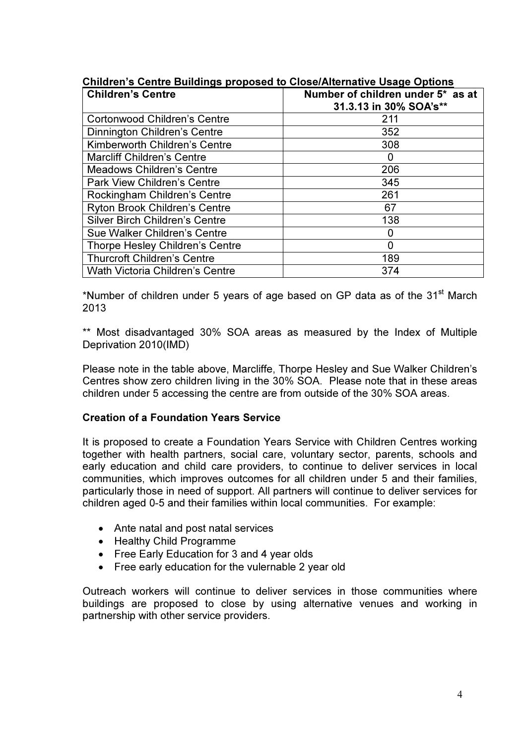**Children's Centre Buildings proposed to Close/Alternative Usage Options**

| Children's Centre | Number of children under 5* as at 31.3.13 in 30% SOA's** |
|---|---|
| Cortonwood Children's Centre | 211 |
| Dinnington Children's Centre | 352 |
| Kimberworth Children's Centre | 308 |
| Marcliff Children's Centre | 0 |
| Meadows Children's Centre | 206 |
| Park View Children's Centre | 345 |
| Rockingham Children's Centre | 261 |
| Ryton Brook Children's Centre | 67 |
| Silver Birch Children's Centre | 138 |
| Sue Walker Children's Centre | 0 |
| Thorpe Hesley Children's Centre | 0 |
| Thurcroft Children's Centre | 189 |
| Wath Victoria Children's Centre | 374 |

*Number of children under 5 years of age based on GP data as of the 31st March 2013

** Most disadvantaged 30% SOA areas as measured by the Index of Multiple Deprivation 2010(IMD)

Please note in the table above, Marcliffe, Thorpe Hesley and Sue Walker Children's Centres show zero children living in the 30% SOA. Please note that in these areas children under 5 accessing the centre are from outside of the 30% SOA areas.

**Creation of a Foundation Years Service**

It is proposed to create a Foundation Years Service with Children Centres working together with health partners, social care, voluntary sector, parents, schools and early education and child care providers, to continue to deliver services in local communities, which improves outcomes for all children under 5 and their families, particularly those in need of support. All partners will continue to deliver services for children aged 0-5 and their families within local communities. For example:

- Ante natal and post natal services
- Healthy Child Programme
- Free Early Education for 3 and 4 year olds
- Free early education for the vulernable 2 year old

Outreach workers will continue to deliver services in those communities where buildings are proposed to close by using alternative venues and working in partnership with other service providers.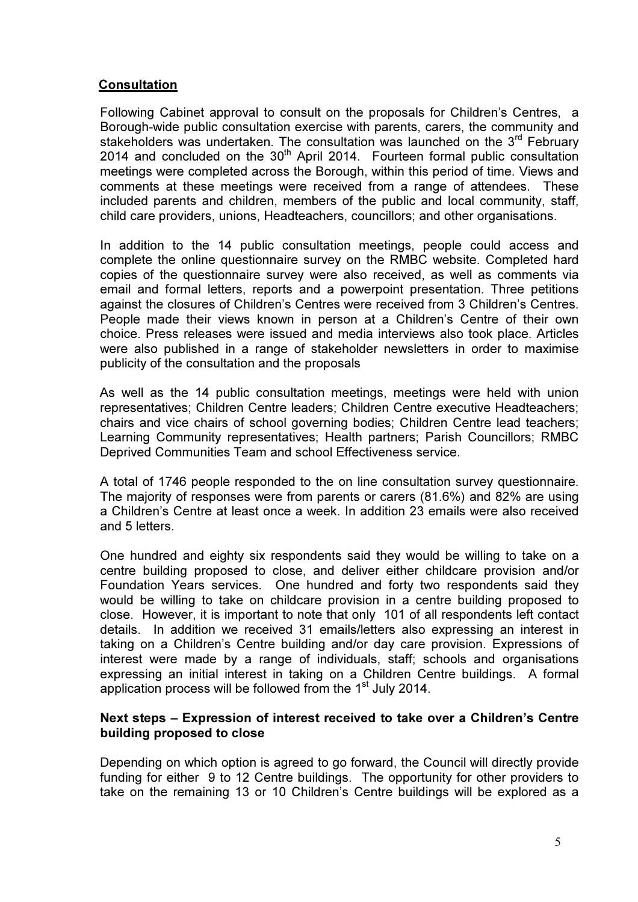**Consultation**

Following Cabinet approval to consult on the proposals for Children's Centres, a Borough-wide public consultation exercise with parents, carers, the community and stakeholders was undertaken. The consultation was launched on the 3rd February 2014 and concluded on the 30th April 2014. Fourteen formal public consultation meetings were completed across the Borough, within this period of time. Views and comments at these meetings were received from a range of attendees. These included parents and children, members of the public and local community, staff, child care providers, unions, Headteachers, councillors; and other organisations.

In addition to the 14 public consultation meetings, people could access and complete the online questionnaire survey on the RMBC website. Completed hard copies of the questionnaire survey were also received, as well as comments via email and formal letters, reports and a powerpoint presentation. Three petitions against the closures of Children's Centres were received from 3 Children's Centres. People made their views known in person at a Children's Centre of their own choice. Press releases were issued and media interviews also took place. Articles were also published in a range of stakeholder newsletters in order to maximise publicity of the consultation and the proposals

As well as the 14 public consultation meetings, meetings were held with union representatives; Children Centre leaders; Children Centre executive Headteachers; chairs and vice chairs of school governing bodies; Children Centre lead teachers; Learning Community representatives; Health partners; Parish Councillors; RMBC Deprived Communities Team and school Effectiveness service.

A total of 1746 people responded to the on line consultation survey questionnaire. The majority of responses were from parents or carers (81.6%) and 82% are using a Children's Centre at least once a week. In addition 23 emails were also received and 5 letters.

One hundred and eighty six respondents said they would be willing to take on a centre building proposed to close, and deliver either childcare provision and/or Foundation Years services. One hundred and forty two respondents said they would be willing to take on childcare provision in a centre building proposed to close. However, it is important to note that only 101 of all respondents left contact details. In addition we received 31 emails/letters also expressing an interest in taking on a Children's Centre building and/or day care provision. Expressions of interest were made by a range of individuals, staff; schools and organisations expressing an initial interest in taking on a Children Centre buildings. A formal application process will be followed from the 1st July 2014.

**Next steps – Expression of interest received to take over a Children's Centre building proposed to close**

Depending on which option is agreed to go forward, the Council will directly provide funding for either 9 to 12 Centre buildings. The opportunity for other providers to take on the remaining 13 or 10 Children's Centre buildings will be explored as a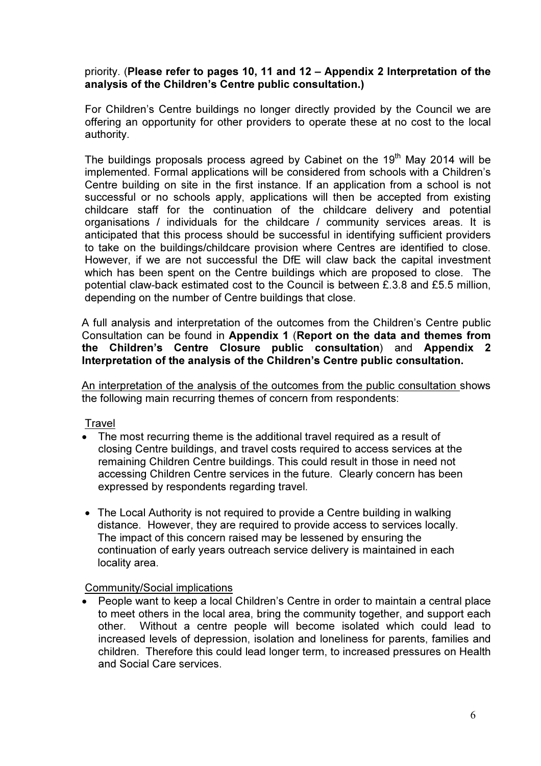priority. (**Please refer to pages 10, 11 and 12 – Appendix 2 Interpretation of the analysis of the Children's Centre public consultation.)**

For Children's Centre buildings no longer directly provided by the Council we are offering an opportunity for other providers to operate these at no cost to the local authority.

The buildings proposals process agreed by Cabinet on the 19th May 2014 will be implemented. Formal applications will be considered from schools with a Children's Centre building on site in the first instance. If an application from a school is not successful or no schools apply, applications will then be accepted from existing childcare staff for the continuation of the childcare delivery and potential organisations / individuals for the childcare / community services areas. It is anticipated that this process should be successful in identifying sufficient providers to take on the buildings/childcare provision where Centres are identified to close. However, if we are not successful the DfE will claw back the capital investment which has been spent on the Centre buildings which are proposed to close. The potential claw-back estimated cost to the Council is between £.3.8 and £5.5 million, depending on the number of Centre buildings that close.

A full analysis and interpretation of the outcomes from the Children's Centre public Consultation can be found in **Appendix 1** (**Report on the data and themes from the Children's Centre Closure public consultation**) and **Appendix 2 Interpretation of the analysis of the Children's Centre public consultation.**

An interpretation of the analysis of the outcomes from the public consultation shows the following main recurring themes of concern from respondents:

Travel

- The most recurring theme is the additional travel required as a result of closing Centre buildings, and travel costs required to access services at the remaining Children Centre buildings. This could result in those in need not accessing Children Centre services in the future. Clearly concern has been expressed by respondents regarding travel.
- The Local Authority is not required to provide a Centre building in walking distance. However, they are required to provide access to services locally. The impact of this concern raised may be lessened by ensuring the continuation of early years outreach service delivery is maintained in each locality area.

Community/Social implications

- People want to keep a local Children's Centre in order to maintain a central place to meet others in the local area, bring the community together, and support each other. Without a centre people will become isolated which could lead to increased levels of depression, isolation and loneliness for parents, families and children. Therefore this could lead longer term, to increased pressures on Health and Social Care services.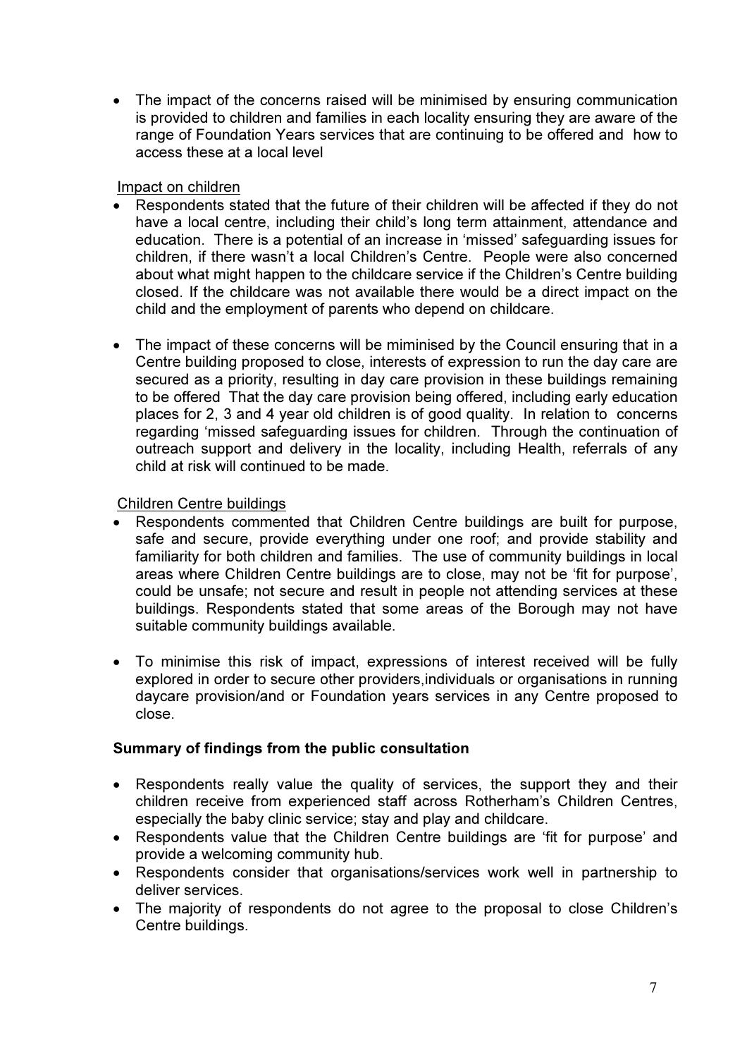- The impact of the concerns raised will be minimised by ensuring communication is provided to children and families in each locality ensuring they are aware of the range of Foundation Years services that are continuing to be offered and how to access these at a local level

Impact on children

- Respondents stated that the future of their children will be affected if they do not have a local centre, including their child's long term attainment, attendance and education. There is a potential of an increase in 'missed' safeguarding issues for children, if there wasn't a local Children's Centre. People were also concerned about what might happen to the childcare service if the Children's Centre building closed. If the childcare was not available there would be a direct impact on the child and the employment of parents who depend on childcare.

- The impact of these concerns will be miminised by the Council ensuring that in a Centre building proposed to close, interests of expression to run the day care are secured as a priority, resulting in day care provision in these buildings remaining to be offered That the day care provision being offered, including early education places for 2, 3 and 4 year old children is of good quality. In relation to concerns regarding 'missed safeguarding issues for children. Through the continuation of outreach support and delivery in the locality, including Health, referrals of any child at risk will continued to be made.

Children Centre buildings

- Respondents commented that Children Centre buildings are built for purpose, safe and secure, provide everything under one roof; and provide stability and familiarity for both children and families. The use of community buildings in local areas where Children Centre buildings are to close, may not be 'fit for purpose', could be unsafe; not secure and result in people not attending services at these buildings. Respondents stated that some areas of the Borough may not have suitable community buildings available.

- To minimise this risk of impact, expressions of interest received will be fully explored in order to secure other providers,individuals or organisations in running daycare provision/and or Foundation years services in any Centre proposed to close.

**Summary of findings from the public consultation**

- Respondents really value the quality of services, the support they and their children receive from experienced staff across Rotherham's Children Centres, especially the baby clinic service; stay and play and childcare.
- Respondents value that the Children Centre buildings are 'fit for purpose' and provide a welcoming community hub.
- Respondents consider that organisations/services work well in partnership to deliver services.
- The majority of respondents do not agree to the proposal to close Children's Centre buildings.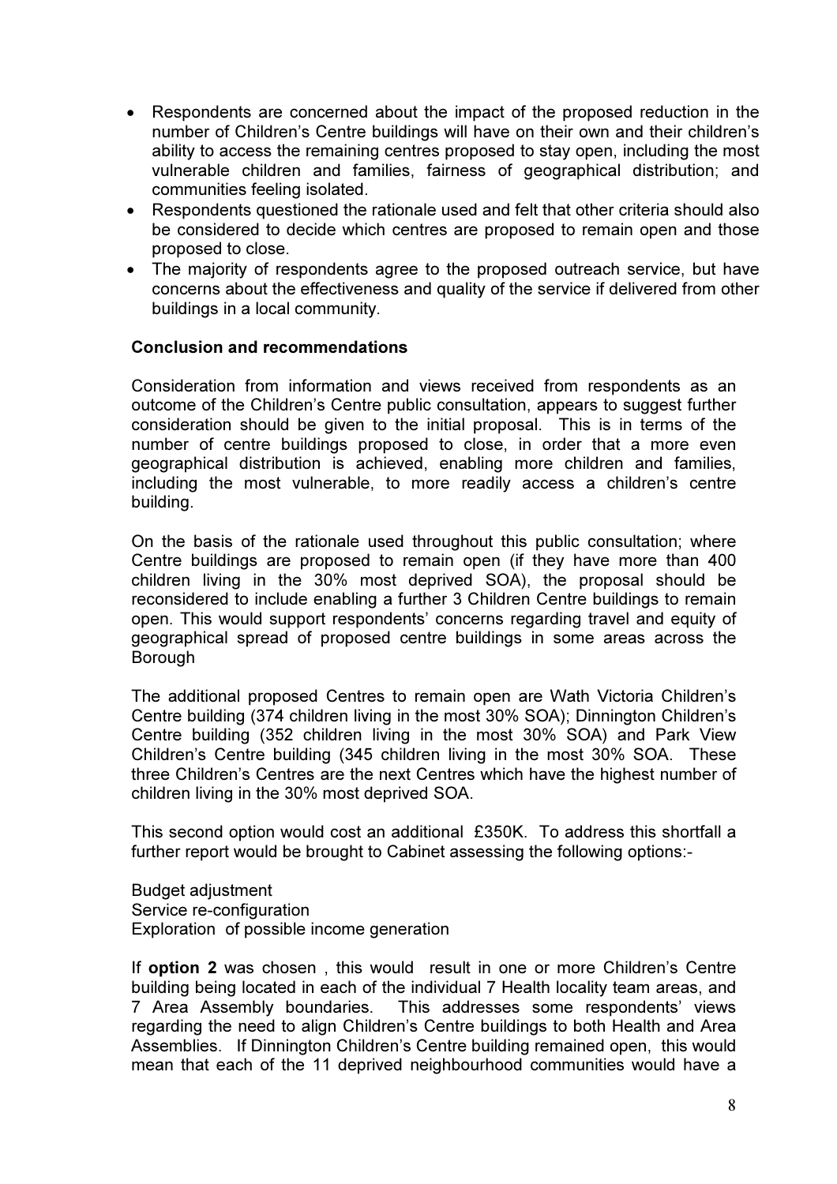- Respondents are concerned about the impact of the proposed reduction in the number of Children's Centre buildings will have on their own and their children's ability to access the remaining centres proposed to stay open, including the most vulnerable children and families, fairness of geographical distribution; and communities feeling isolated.
- Respondents questioned the rationale used and felt that other criteria should also be considered to decide which centres are proposed to remain open and those proposed to close.
- The majority of respondents agree to the proposed outreach service, but have concerns about the effectiveness and quality of the service if delivered from other buildings in a local community.

**Conclusion and recommendations**

Consideration from information and views received from respondents as an outcome of the Children's Centre public consultation, appears to suggest further consideration should be given to the initial proposal. This is in terms of the number of centre buildings proposed to close, in order that a more even geographical distribution is achieved, enabling more children and families, including the most vulnerable, to more readily access a children's centre building.

On the basis of the rationale used throughout this public consultation; where Centre buildings are proposed to remain open (if they have more than 400 children living in the 30% most deprived SOA), the proposal should be reconsidered to include enabling a further 3 Children Centre buildings to remain open. This would support respondents' concerns regarding travel and equity of geographical spread of proposed centre buildings in some areas across the Borough

The additional proposed Centres to remain open are Wath Victoria Children's Centre building (374 children living in the most 30% SOA); Dinnington Children's Centre building (352 children living in the most 30% SOA) and Park View Children's Centre building (345 children living in the most 30% SOA. These three Children's Centres are the next Centres which have the highest number of children living in the 30% most deprived SOA.

This second option would cost an additional £350K. To address this shortfall a further report would be brought to Cabinet assessing the following options:-

Budget adjustment
Service re-configuration
Exploration of possible income generation

If **option 2** was chosen , this would result in one or more Children's Centre building being located in each of the individual 7 Health locality team areas, and 7 Area Assembly boundaries. This addresses some respondents' views regarding the need to align Children's Centre buildings to both Health and Area Assemblies. If Dinnington Children's Centre building remained open, this would mean that each of the 11 deprived neighbourhood communities would have a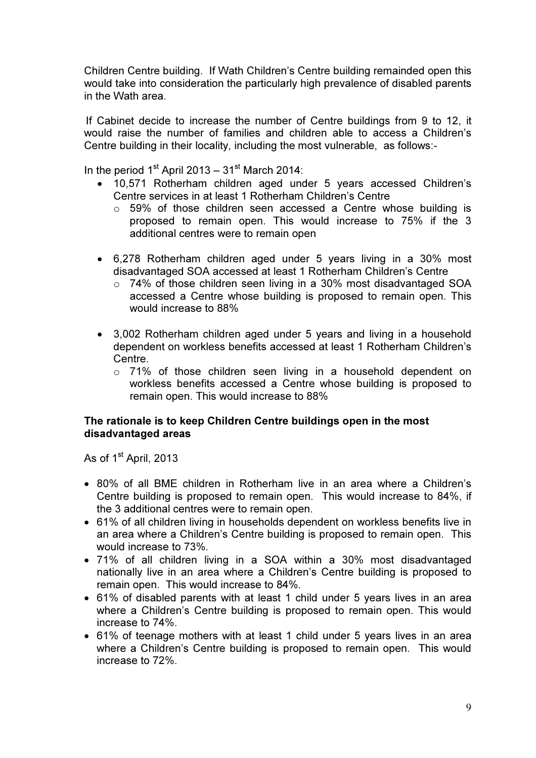Children Centre building. If Wath Children's Centre building remainded open this would take into consideration the particularly high prevalence of disabled parents in the Wath area.

If Cabinet decide to increase the number of Centre buildings from 9 to 12, it would raise the number of families and children able to access a Children's Centre building in their locality, including the most vulnerable, as follows:-

In the period 1st April 2013 – 31st March 2014:

- 10,571 Rotherham children aged under 5 years accessed Children's Centre services in at least 1 Rotherham Children's Centre
  - 59% of those children seen accessed a Centre whose building is proposed to remain open. This would increase to 75% if the 3 additional centres were to remain open

- 6,278 Rotherham children aged under 5 years living in a 30% most disadvantaged SOA accessed at least 1 Rotherham Children's Centre
  - 74% of those children seen living in a 30% most disadvantaged SOA accessed a Centre whose building is proposed to remain open. This would increase to 88%

- 3,002 Rotherham children aged under 5 years and living in a household dependent on workless benefits accessed at least 1 Rotherham Children's Centre.
  - 71% of those children seen living in a household dependent on workless benefits accessed a Centre whose building is proposed to remain open. This would increase to 88%

**The rationale is to keep Children Centre buildings open in the most disadvantaged areas**

As of 1st April, 2013

- 80% of all BME children in Rotherham live in an area where a Children's Centre building is proposed to remain open. This would increase to 84%, if the 3 additional centres were to remain open.
- 61% of all children living in households dependent on workless benefits live in an area where a Children's Centre building is proposed to remain open. This would increase to 73%.
- 71% of all children living in a SOA within a 30% most disadvantaged nationally live in an area where a Children's Centre building is proposed to remain open. This would increase to 84%.
- 61% of disabled parents with at least 1 child under 5 years lives in an area where a Children's Centre building is proposed to remain open. This would increase to 74%.
- 61% of teenage mothers with at least 1 child under 5 years lives in an area where a Children's Centre building is proposed to remain open. This would increase to 72%.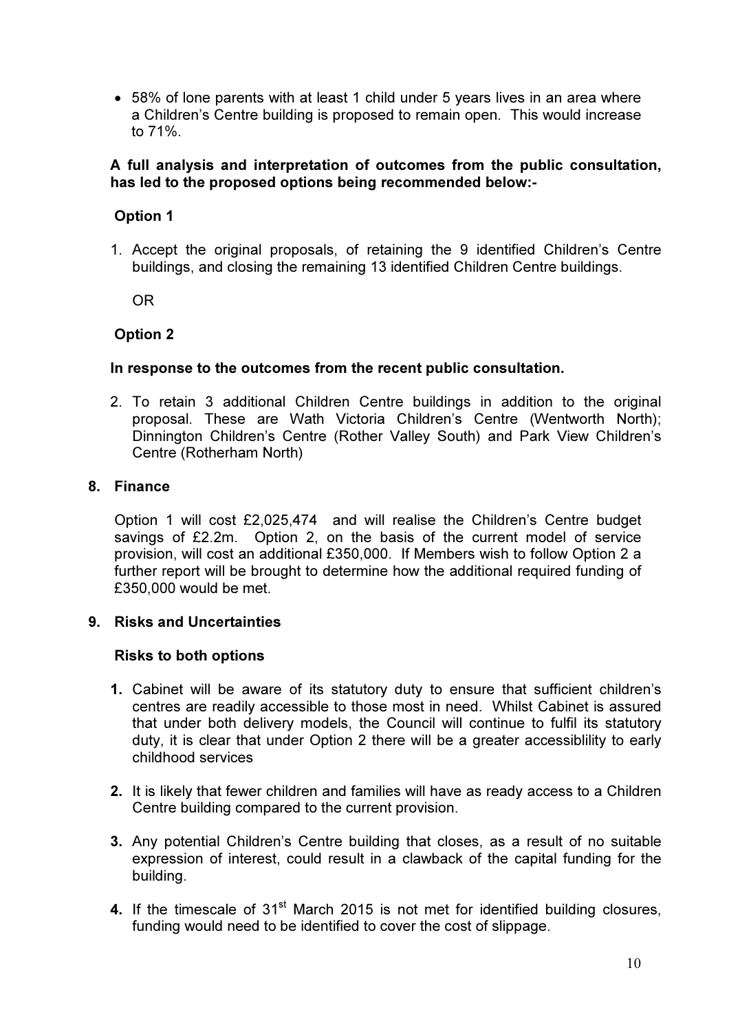- 58% of lone parents with at least 1 child under 5 years lives in an area where a Children's Centre building is proposed to remain open. This would increase to 71%.

**A full analysis and interpretation of outcomes from the public consultation, has led to the proposed options being recommended below:-**

**Option 1**

1. Accept the original proposals, of retaining the 9 identified Children's Centre buildings, and closing the remaining 13 identified Children Centre buildings.

OR

**Option 2**

**In response to the outcomes from the recent public consultation.**

2. To retain 3 additional Children Centre buildings in addition to the original proposal. These are Wath Victoria Children's Centre (Wentworth North); Dinnington Children's Centre (Rother Valley South) and Park View Children's Centre (Rotherham North)

## 8. Finance

Option 1 will cost £2,025,474 and will realise the Children's Centre budget savings of £2.2m. Option 2, on the basis of the current model of service provision, will cost an additional £350,000. If Members wish to follow Option 2 a further report will be brought to determine how the additional required funding of £350,000 would be met.

## 9. Risks and Uncertainties

**Risks to both options**

1. Cabinet will be aware of its statutory duty to ensure that sufficient children's centres are readily accessible to those most in need. Whilst Cabinet is assured that under both delivery models, the Council will continue to fulfil its statutory duty, it is clear that under Option 2 there will be a greater accessiblility to early childhood services

2. It is likely that fewer children and families will have as ready access to a Children Centre building compared to the current provision.

3. Any potential Children's Centre building that closes, as a result of no suitable expression of interest, could result in a clawback of the capital funding for the building.

4. If the timescale of 31st March 2015 is not met for identified building closures, funding would need to be identified to cover the cost of slippage.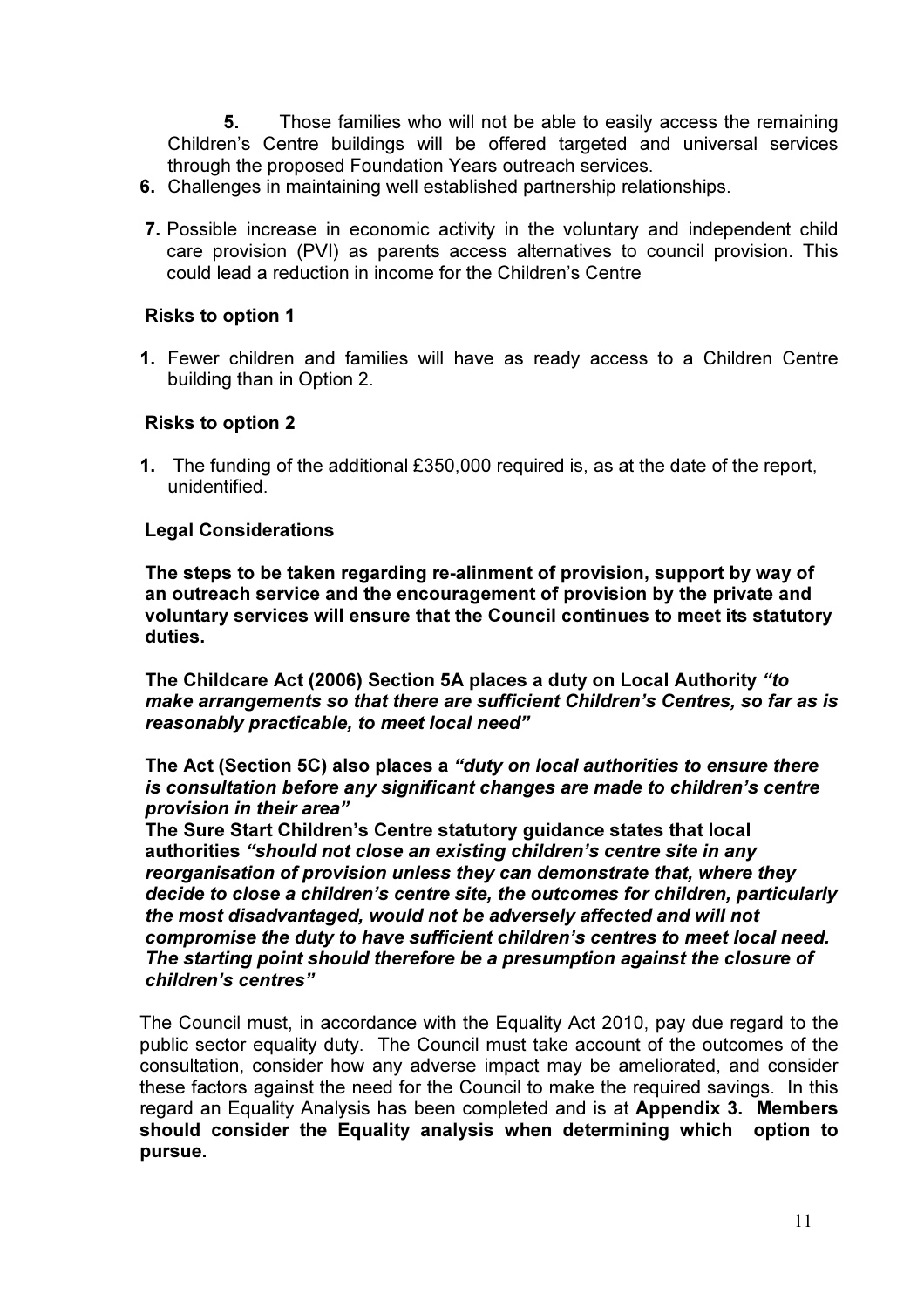5. Those families who will not be able to easily access the remaining Children's Centre buildings will be offered targeted and universal services through the proposed Foundation Years outreach services.
6. Challenges in maintaining well established partnership relationships.
7. Possible increase in economic activity in the voluntary and independent child care provision (PVI) as parents access alternatives to council provision. This could lead a reduction in income for the Children's Centre

**Risks to option 1**

1. Fewer children and families will have as ready access to a Children Centre building than in Option 2.

**Risks to option 2**

1. The funding of the additional £350,000 required is, as at the date of the report, unidentified.

**Legal Considerations**

**The steps to be taken regarding re-alinment of provision, support by way of an outreach service and the encouragement of provision by the private and voluntary services will ensure that the Council continues to meet its statutory duties.**

**The Childcare Act (2006) Section 5A places a duty on Local Authority *"to make arrangements so that there are sufficient Children's Centres, so far as is reasonably practicable, to meet local need"***

**The Act (Section 5C) also places a *"duty on local authorities to ensure there is consultation before any significant changes are made to children's centre provision in their area"***

**The Sure Start Children's Centre statutory guidance states that local authorities *"should not close an existing children's centre site in any reorganisation of provision unless they can demonstrate that, where they decide to close a children's centre site, the outcomes for children, particularly the most disadvantaged, would not be adversely affected and will not compromise the duty to have sufficient children's centres to meet local need. The starting point should therefore be a presumption against the closure of children's centres"***

The Council must, in accordance with the Equality Act 2010, pay due regard to the public sector equality duty. The Council must take account of the outcomes of the consultation, consider how any adverse impact may be ameliorated, and consider these factors against the need for the Council to make the required savings. In this regard an Equality Analysis has been completed and is at **Appendix 3. Members should consider the Equality analysis when determining which option to pursue.**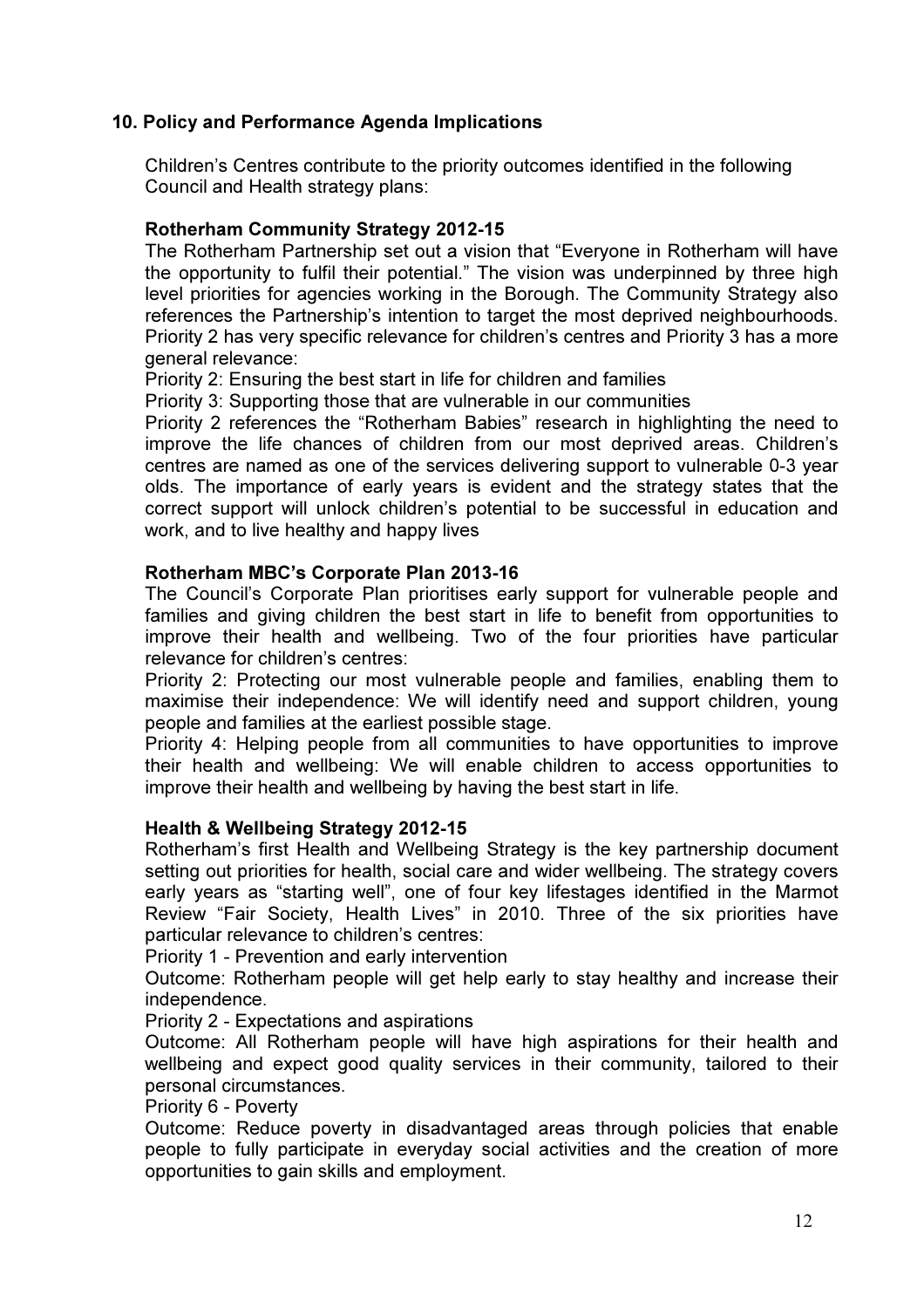## 10. Policy and Performance Agenda Implications

Children's Centres contribute to the priority outcomes identified in the following Council and Health strategy plans:

**Rotherham Community Strategy 2012-15**

The Rotherham Partnership set out a vision that "Everyone in Rotherham will have the opportunity to fulfil their potential." The vision was underpinned by three high level priorities for agencies working in the Borough. The Community Strategy also references the Partnership's intention to target the most deprived neighbourhoods. Priority 2 has very specific relevance for children's centres and Priority 3 has a more general relevance:

Priority 2: Ensuring the best start in life for children and families

Priority 3: Supporting those that are vulnerable in our communities

Priority 2 references the "Rotherham Babies" research in highlighting the need to improve the life chances of children from our most deprived areas. Children's centres are named as one of the services delivering support to vulnerable 0-3 year olds. The importance of early years is evident and the strategy states that the correct support will unlock children's potential to be successful in education and work, and to live healthy and happy lives

**Rotherham MBC's Corporate Plan 2013-16**

The Council's Corporate Plan prioritises early support for vulnerable people and families and giving children the best start in life to benefit from opportunities to improve their health and wellbeing. Two of the four priorities have particular relevance for children's centres:

Priority 2: Protecting our most vulnerable people and families, enabling them to maximise their independence: We will identify need and support children, young people and families at the earliest possible stage.

Priority 4: Helping people from all communities to have opportunities to improve their health and wellbeing: We will enable children to access opportunities to improve their health and wellbeing by having the best start in life.

**Health & Wellbeing Strategy 2012-15**

Rotherham's first Health and Wellbeing Strategy is the key partnership document setting out priorities for health, social care and wider wellbeing. The strategy covers early years as "starting well", one of four key lifestages identified in the Marmot Review "Fair Society, Health Lives" in 2010. Three of the six priorities have particular relevance to children's centres:

Priority 1 - Prevention and early intervention

Outcome: Rotherham people will get help early to stay healthy and increase their independence.

Priority 2 - Expectations and aspirations

Outcome: All Rotherham people will have high aspirations for their health and wellbeing and expect good quality services in their community, tailored to their personal circumstances.

Priority 6 - Poverty

Outcome: Reduce poverty in disadvantaged areas through policies that enable people to fully participate in everyday social activities and the creation of more opportunities to gain skills and employment.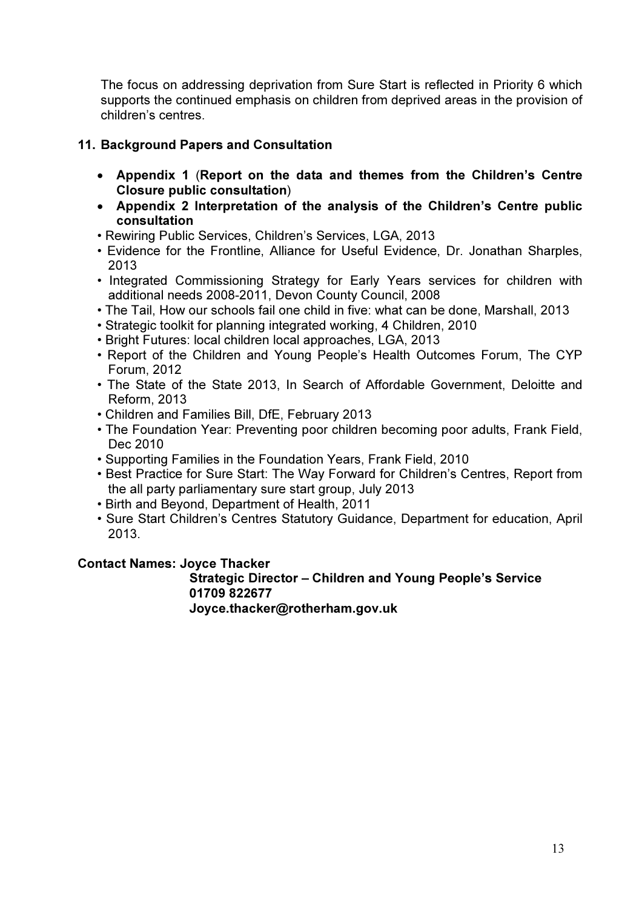The focus on addressing deprivation from Sure Start is reflected in Priority 6 which supports the continued emphasis on children from deprived areas in the provision of children's centres.

## 11. Background Papers and Consultation

- **Appendix 1** (**Report on the data and themes from the Children's Centre Closure public consultation**)
- **Appendix 2 Interpretation of the analysis of the Children's Centre public consultation**
- Rewiring Public Services, Children's Services, LGA, 2013
- Evidence for the Frontline, Alliance for Useful Evidence, Dr. Jonathan Sharples, 2013
- Integrated Commissioning Strategy for Early Years services for children with additional needs 2008-2011, Devon County Council, 2008
- The Tail, How our schools fail one child in five: what can be done, Marshall, 2013
- Strategic toolkit for planning integrated working, 4 Children, 2010
- Bright Futures: local children local approaches, LGA, 2013
- Report of the Children and Young People's Health Outcomes Forum, The CYP Forum, 2012
- The State of the State 2013, In Search of Affordable Government, Deloitte and Reform, 2013
- Children and Families Bill, DfE, February 2013
- The Foundation Year: Preventing poor children becoming poor adults, Frank Field, Dec 2010
- Supporting Families in the Foundation Years, Frank Field, 2010
- Best Practice for Sure Start: The Way Forward for Children's Centres, Report from the all party parliamentary sure start group, July 2013
- Birth and Beyond, Department of Health, 2011
- Sure Start Children's Centres Statutory Guidance, Department for education, April 2013.

**Contact Names: Joyce Thacker**
**Strategic Director – Children and Young People's Service**
**01709 822677**
**Joyce.thacker@rotherham.gov.uk**